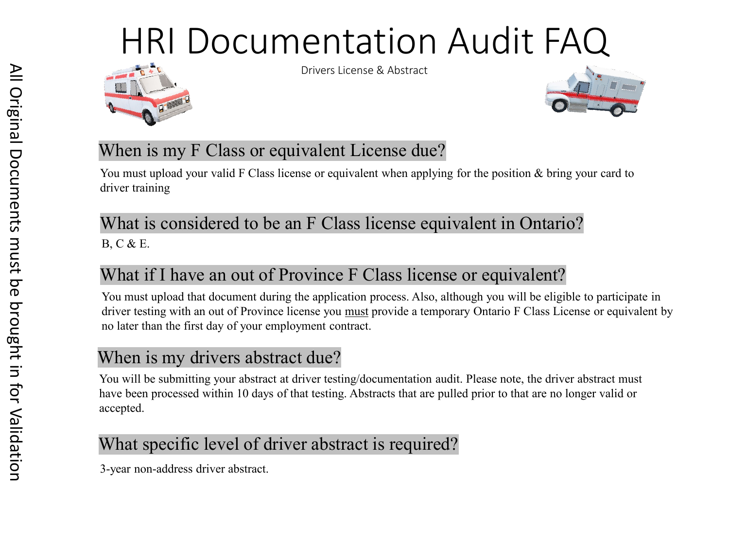# HRI Documentation Audit FAQ

Drivers License & Abstract

All Original Documents must be brought in for Validation

## When is my F Class or equivalent License due?

You must upload your valid F Class license or equivalent when applying for the position & bring your card to driver training

## What is considered to be an F Class license equivalent in Ontario?

B, C & E.

## What if I have an out of Province F Class license or equivalent?

You must upload that document during the application process. Also, although you will be eligible to participate in driver testing with an out of Province license you <u>must</u> provide a temporary Ontario F Class License or equivalent by no later than the first day of your employment contract.

## When is my drivers abstract due?

You will be submitting your abstract at driver testing/documentation audit. Please note, the driver abstract must have been processed within 10 days of that testing. Abstracts that are pulled prior to that are no longer valid or accepted.

## What specific level of driver abstract is required?

3-year non-address driver abstract.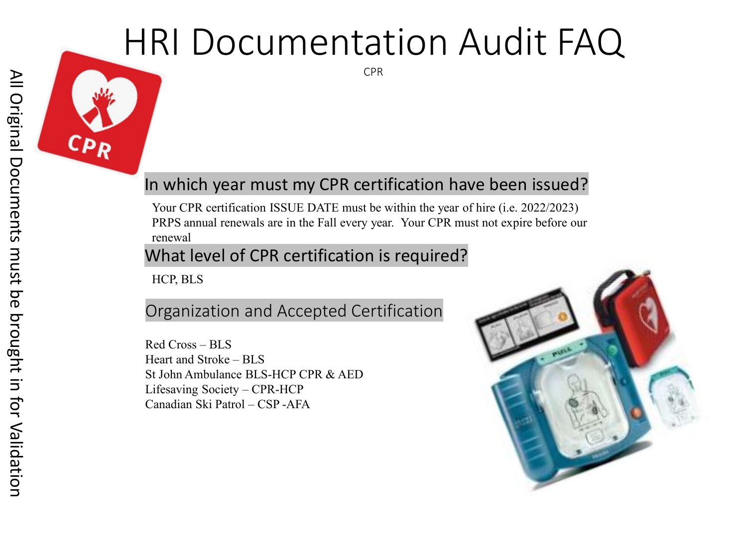# HRI Documentation Audit FAQ

CPR

All Original Documents must be brought in for Validation

## In which year must my CPR certification have been issued?

Your CPR certification ISSUE DATE must be within the year of hire (i.e. 2022/2023) PRPS annual renewals are in the Fall every year. Your CPR must not expire before our renewal

## What level of CPR certification is required?

HCP, BLS

## Organization and Accepted Certification

Red Cross – BLS
Heart and Stroke – BLS
St John Ambulance BLS-HCP CPR & AED
Lifesaving Society – CPR-HCP
Canadian Ski Patrol – CSP -AFA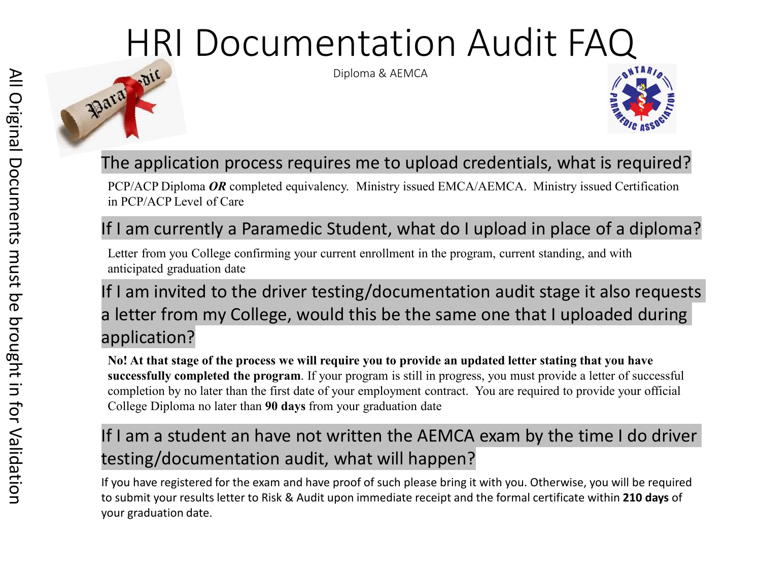# HRI Documentation Audit FAQ

Diploma & AEMCA

All Original Documents must be brought in for Validation

## The application process requires me to upload credentials, what is required?

PCP/ACP Diploma ***OR*** completed equivalency. Ministry issued EMCA/AEMCA. Ministry issued Certification in PCP/ACP Level of Care

## If I am currently a Paramedic Student, what do I upload in place of a diploma?

Letter from you College confirming your current enrollment in the program, current standing, and with anticipated graduation date

## If I am invited to the driver testing/documentation audit stage it also requests a letter from my College, would this be the same one that I uploaded during application?

**No! At that stage of the process we will require you to provide an updated letter stating that you have successfully completed the program**. If your program is still in progress, you must provide a letter of successful completion by no later than the first date of your employment contract. You are required to provide your official College Diploma no later than **90 days** from your graduation date

## If I am a student an have not written the AEMCA exam by the time I do driver testing/documentation audit, what will happen?

If you have registered for the exam and have proof of such please bring it with you. Otherwise, you will be required to submit your results letter to Risk & Audit upon immediate receipt and the formal certificate within **210 days** of your graduation date.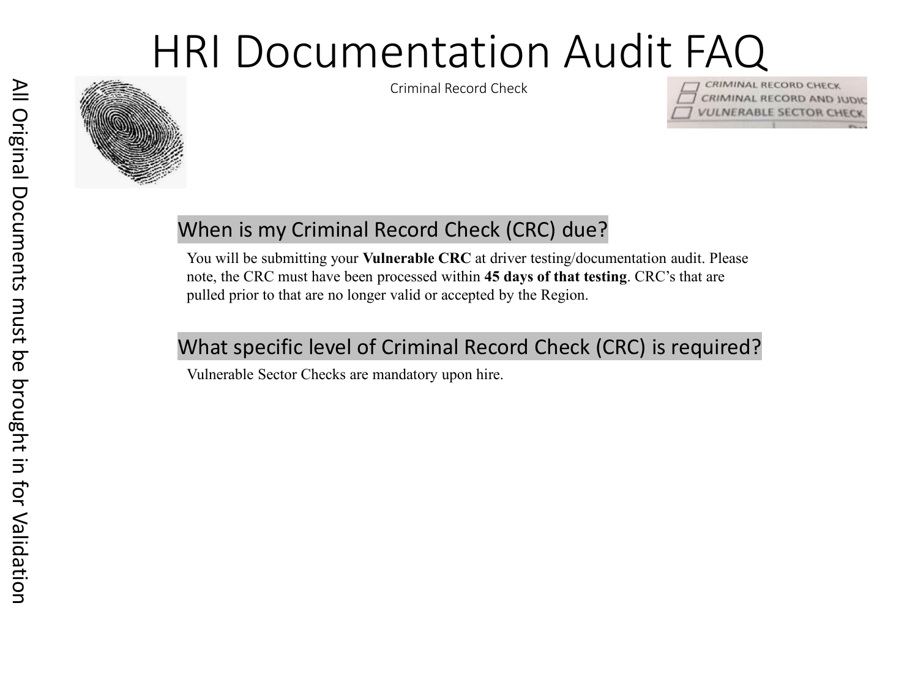# HRI Documentation Audit FAQ

Criminal Record Check

All Original Documents must be brought in for Validation

## When is my Criminal Record Check (CRC) due?

You will be submitting your **Vulnerable CRC** at driver testing/documentation audit. Please note, the CRC must have been processed within **45 days of that testing**. CRC's that are pulled prior to that are no longer valid or accepted by the Region.

## What specific level of Criminal Record Check (CRC) is required?

Vulnerable Sector Checks are mandatory upon hire.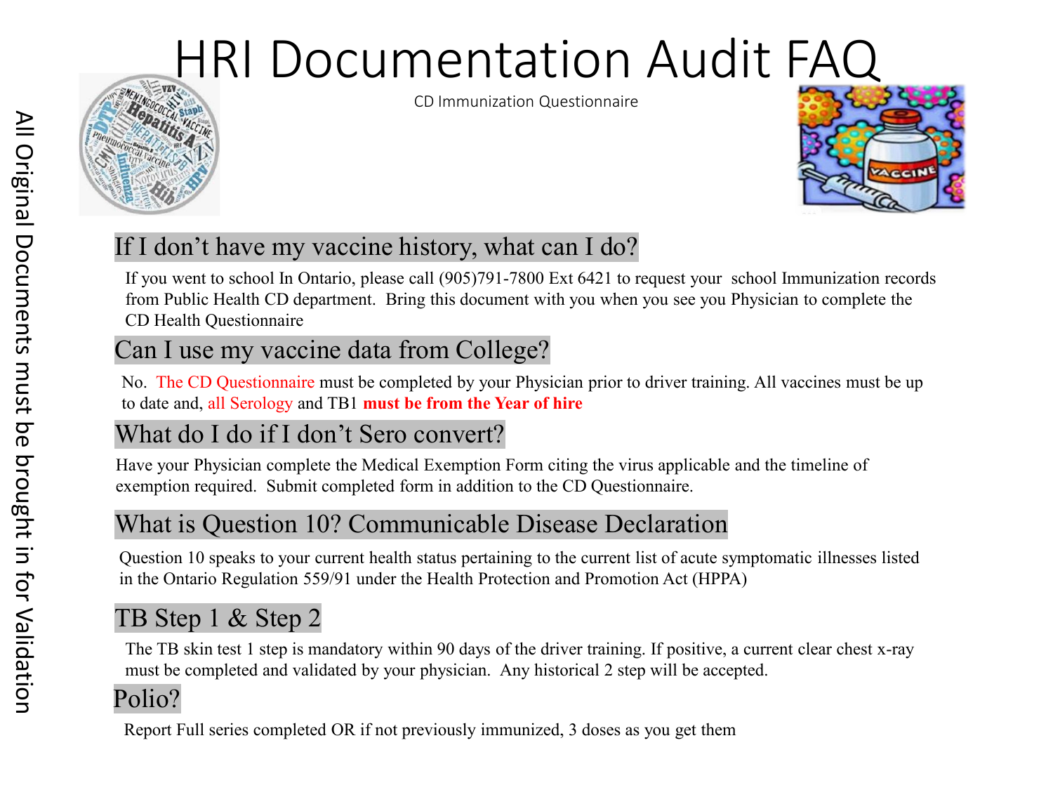# HRI Documentation Audit FAQ

CD Immunization Questionnaire

All Original Documents must be brought in for Validation

## If I don't have my vaccine history, what can I do?

If you went to school In Ontario, please call (905)791-7800 Ext 6421 to request your school Immunization records from Public Health CD department. Bring this document with you when you see you Physician to complete the CD Health Questionnaire

## Can I use my vaccine data from College?

No. The CD Questionnaire must be completed by your Physician prior to driver training. All vaccines must be up to date and, all Serology and TB1 **must be from the Year of hire**

## What do I do if I don't Sero convert?

Have your Physician complete the Medical Exemption Form citing the virus applicable and the timeline of exemption required. Submit completed form in addition to the CD Questionnaire.

## What is Question 10? Communicable Disease Declaration

Question 10 speaks to your current health status pertaining to the current list of acute symptomatic illnesses listed in the Ontario Regulation 559/91 under the Health Protection and Promotion Act (HPPA)

## TB Step 1 & Step 2

The TB skin test 1 step is mandatory within 90 days of the driver training. If positive, a current clear chest x-ray must be completed and validated by your physician. Any historical 2 step will be accepted.

## Polio?

Report Full series completed OR if not previously immunized, 3 doses as you get them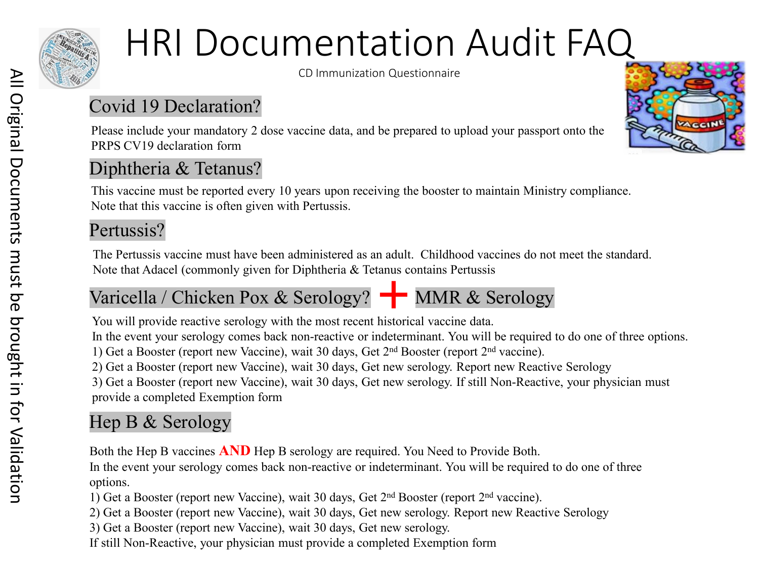# HRI Documentation Audit FAQ

CD Immunization Questionnaire

All Original Documents must be brought in for Validation

## Covid 19 Declaration?

Please include your mandatory 2 dose vaccine data, and be prepared to upload your passport onto the PRPS CV19 declaration form

## Diphtheria & Tetanus?

This vaccine must be reported every 10 years upon receiving the booster to maintain Ministry compliance.
Note that this vaccine is often given with Pertussis.

## Pertussis?

The Pertussis vaccine must have been administered as an adult. Childhood vaccines do not meet the standard.
Note that Adacel (commonly given for Diphtheria & Tetanus contains Pertussis

## Varicella / Chicken Pox & Serology? + MMR & Serology

You will provide reactive serology with the most recent historical vaccine data.
In the event your serology comes back non-reactive or indeterminant. You will be required to do one of three options.

1) Get a Booster (report new Vaccine), wait 30 days, Get 2nd Booster (report 2nd vaccine).
2) Get a Booster (report new Vaccine), wait 30 days, Get new serology. Report new Reactive Serology
3) Get a Booster (report new Vaccine), wait 30 days, Get new serology. If still Non-Reactive, your physician must provide a completed Exemption form

## Hep B & Serology

Both the Hep B vaccines **AND** Hep B serology are required. You Need to Provide Both.
In the event your serology comes back non-reactive or indeterminant. You will be required to do one of three options.

1) Get a Booster (report new Vaccine), wait 30 days, Get 2nd Booster (report 2nd vaccine).
2) Get a Booster (report new Vaccine), wait 30 days, Get new serology. Report new Reactive Serology
3) Get a Booster (report new Vaccine), wait 30 days, Get new serology.

If still Non-Reactive, your physician must provide a completed Exemption form